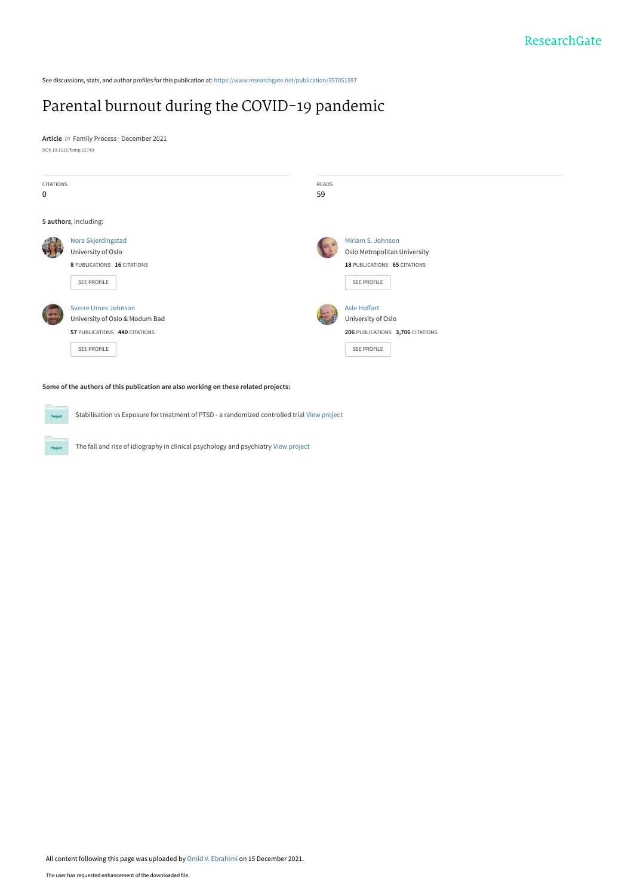ResearchGate

See discussions, stats, and author profiles for this publication at: https://www.researchgate.net/publication/357051597

# Parental burnout during the COVID-19 pandemic

**Article** *in* Family Process · December 2021

DOI: 10.1111/famp.12740

| CITATIONS | READS |
|---|---|
| 0 | 59 |

**5 authors**, including:

**Nora Skjerdingstad**
University of Oslo
8 PUBLICATIONS 16 CITATIONS
SEE PROFILE

**Miriam S. Johnson**
Oslo Metropolitan University
18 PUBLICATIONS 65 CITATIONS
SEE PROFILE

**Sverre Urnes Johnson**
University of Oslo & Modum Bad
57 PUBLICATIONS 440 CITATIONS
SEE PROFILE

**Asle Hoffart**
University of Oslo
206 PUBLICATIONS 3,706 CITATIONS
SEE PROFILE

**Some of the authors of this publication are also working on these related projects:**

Project: Stabilisation vs Exposure for treatment of PTSD - a randomized controlled trial View project

Project: The fall and rise of idiography in clinical psychology and psychiatry View project

All content following this page was uploaded by Omid V. Ebrahimi on 15 December 2021.

The user has requested enhancement of the downloaded file.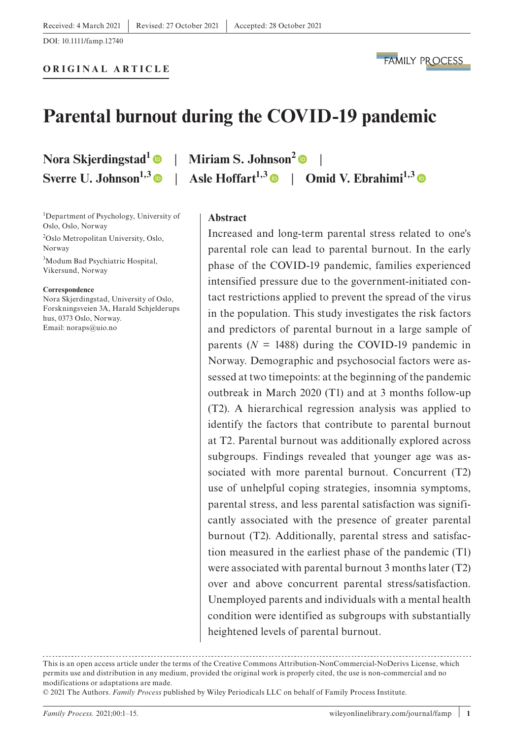Received: 4 March 2021 | Revised: 27 October 2021 | Accepted: 28 October 2021

DOI: 10.1111/famp.12740

**ORIGINAL ARTICLE**

# Parental burnout during the COVID-19 pandemic

**Nora Skjerdingstad[1]** | **Miriam S. Johnson[2]** | **Sverre U. Johnson[1,3]** | **Asle Hoffart[1,3]** | **Omid V. Ebrahimi[1,3]**

[1]Department of Psychology, University of Oslo, Oslo, Norway

[2]Oslo Metropolitan University, Oslo, Norway

[3]Modum Bad Psychiatric Hospital, Vikersund, Norway

**Correspondence**
Nora Skjerdingstad, University of Oslo, Forskningsveien 3A, Harald Schjelderups hus, 0373 Oslo, Norway.
Email: noraps@uio.no

## Abstract

Increased and long-term parental stress related to one's parental role can lead to parental burnout. In the early phase of the COVID-19 pandemic, families experienced intensified pressure due to the government-initiated contact restrictions applied to prevent the spread of the virus in the population. This study investigates the risk factors and predictors of parental burnout in a large sample of parents ($N$ = 1488) during the COVID-19 pandemic in Norway. Demographic and psychosocial factors were assessed at two timepoints: at the beginning of the pandemic outbreak in March 2020 (T1) and at 3 months follow-up (T2). A hierarchical regression analysis was applied to identify the factors that contribute to parental burnout at T2. Parental burnout was additionally explored across subgroups. Findings revealed that younger age was associated with more parental burnout. Concurrent (T2) use of unhelpful coping strategies, insomnia symptoms, parental stress, and less parental satisfaction was significantly associated with the presence of greater parental burnout (T2). Additionally, parental stress and satisfaction measured in the earliest phase of the pandemic (T1) were associated with parental burnout 3 months later (T2) over and above concurrent parental stress/satisfaction. Unemployed parents and individuals with a mental health condition were identified as subgroups with substantially heightened levels of parental burnout.

This is an open access article under the terms of the Creative Commons Attribution-NonCommercial-NoDerivs License, which permits use and distribution in any medium, provided the original work is properly cited, the use is non-commercial and no modifications or adaptations are made.
© 2021 The Authors. *Family Process* published by Wiley Periodicals LLC on behalf of Family Process Institute.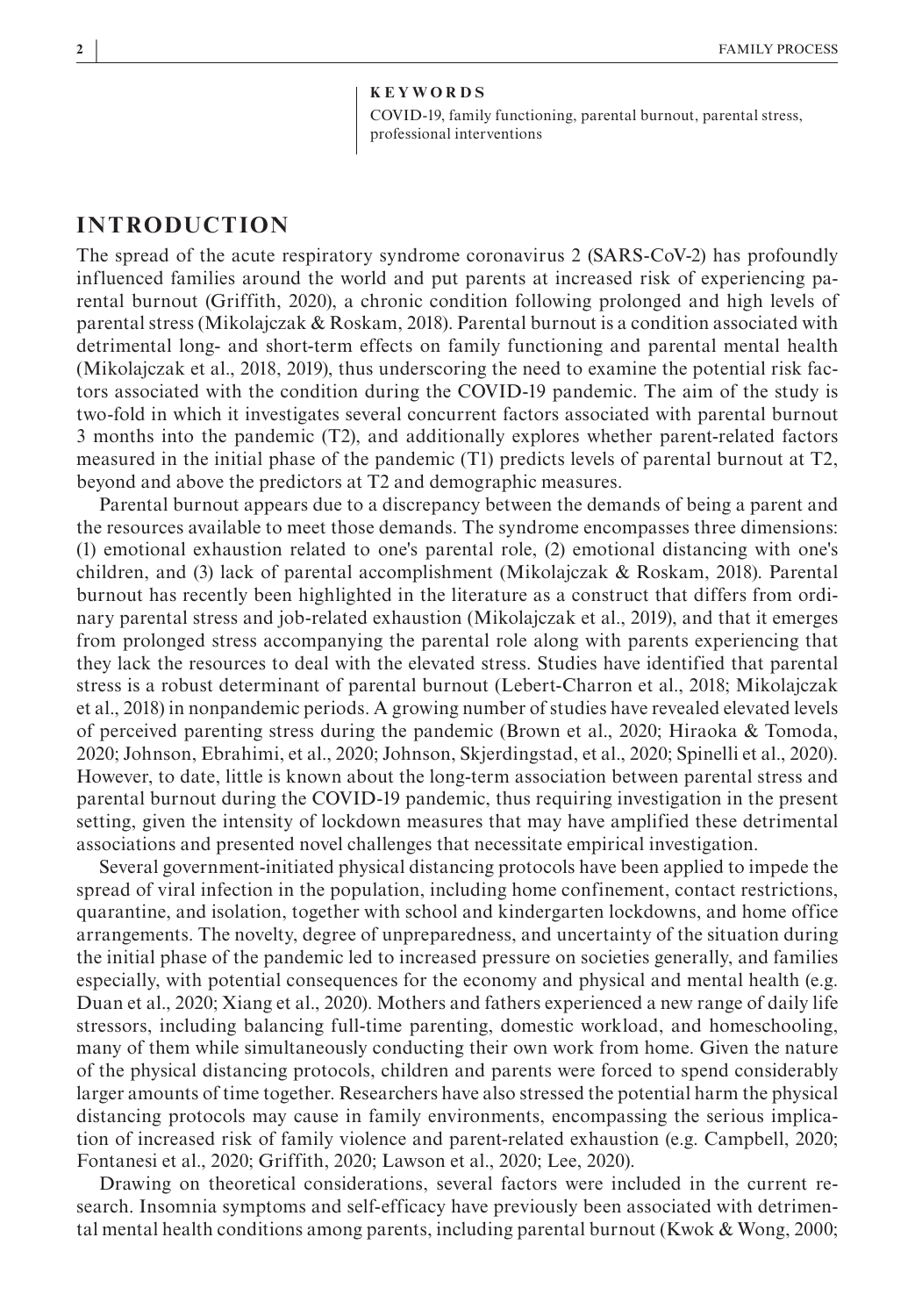**KEYWORDS**

COVID-19, family functioning, parental burnout, parental stress, professional interventions

## INTRODUCTION

The spread of the acute respiratory syndrome coronavirus 2 (SARS-CoV-2) has profoundly influenced families around the world and put parents at increased risk of experiencing parental burnout (Griffith, 2020), a chronic condition following prolonged and high levels of parental stress (Mikolajczak & Roskam, 2018). Parental burnout is a condition associated with detrimental long- and short-term effects on family functioning and parental mental health (Mikolajczak et al., 2018, 2019), thus underscoring the need to examine the potential risk factors associated with the condition during the COVID-19 pandemic. The aim of the study is two-fold in which it investigates several concurrent factors associated with parental burnout 3 months into the pandemic (T2), and additionally explores whether parent-related factors measured in the initial phase of the pandemic (T1) predicts levels of parental burnout at T2, beyond and above the predictors at T2 and demographic measures.

Parental burnout appears due to a discrepancy between the demands of being a parent and the resources available to meet those demands. The syndrome encompasses three dimensions: (1) emotional exhaustion related to one's parental role, (2) emotional distancing with one's children, and (3) lack of parental accomplishment (Mikolajczak & Roskam, 2018). Parental burnout has recently been highlighted in the literature as a construct that differs from ordinary parental stress and job-related exhaustion (Mikolajczak et al., 2019), and that it emerges from prolonged stress accompanying the parental role along with parents experiencing that they lack the resources to deal with the elevated stress. Studies have identified that parental stress is a robust determinant of parental burnout (Lebert-Charron et al., 2018; Mikolajczak et al., 2018) in nonpandemic periods. A growing number of studies have revealed elevated levels of perceived parenting stress during the pandemic (Brown et al., 2020; Hiraoka & Tomoda, 2020; Johnson, Ebrahimi, et al., 2020; Johnson, Skjerdingstad, et al., 2020; Spinelli et al., 2020). However, to date, little is known about the long-term association between parental stress and parental burnout during the COVID-19 pandemic, thus requiring investigation in the present setting, given the intensity of lockdown measures that may have amplified these detrimental associations and presented novel challenges that necessitate empirical investigation.

Several government-initiated physical distancing protocols have been applied to impede the spread of viral infection in the population, including home confinement, contact restrictions, quarantine, and isolation, together with school and kindergarten lockdowns, and home office arrangements. The novelty, degree of unpreparedness, and uncertainty of the situation during the initial phase of the pandemic led to increased pressure on societies generally, and families especially, with potential consequences for the economy and physical and mental health (e.g. Duan et al., 2020; Xiang et al., 2020). Mothers and fathers experienced a new range of daily life stressors, including balancing full-time parenting, domestic workload, and homeschooling, many of them while simultaneously conducting their own work from home. Given the nature of the physical distancing protocols, children and parents were forced to spend considerably larger amounts of time together. Researchers have also stressed the potential harm the physical distancing protocols may cause in family environments, encompassing the serious implication of increased risk of family violence and parent-related exhaustion (e.g. Campbell, 2020; Fontanesi et al., 2020; Griffith, 2020; Lawson et al., 2020; Lee, 2020).

Drawing on theoretical considerations, several factors were included in the current research. Insomnia symptoms and self-efficacy have previously been associated with detrimental mental health conditions among parents, including parental burnout (Kwok & Wong, 2000;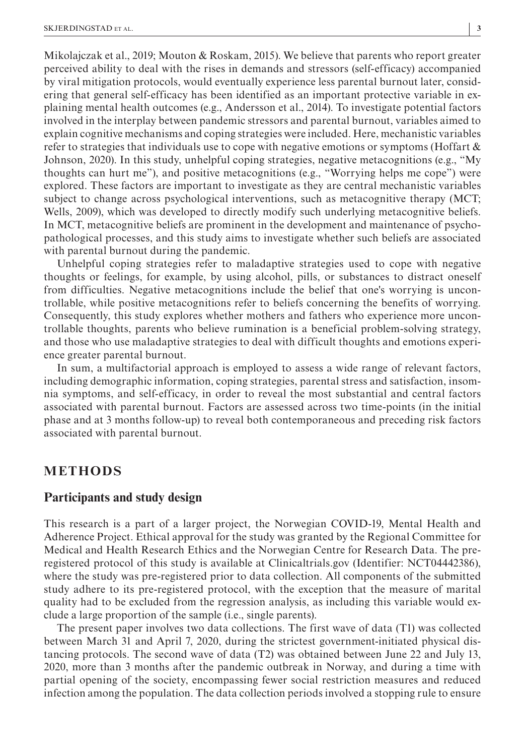Mikolajczak et al., 2019; Mouton & Roskam, 2015). We believe that parents who report greater perceived ability to deal with the rises in demands and stressors (self-efficacy) accompanied by viral mitigation protocols, would eventually experience less parental burnout later, considering that general self-efficacy has been identified as an important protective variable in explaining mental health outcomes (e.g., Andersson et al., 2014). To investigate potential factors involved in the interplay between pandemic stressors and parental burnout, variables aimed to explain cognitive mechanisms and coping strategies were included. Here, mechanistic variables refer to strategies that individuals use to cope with negative emotions or symptoms (Hoffart & Johnson, 2020). In this study, unhelpful coping strategies, negative metacognitions (e.g., "My thoughts can hurt me"), and positive metacognitions (e.g., "Worrying helps me cope") were explored. These factors are important to investigate as they are central mechanistic variables subject to change across psychological interventions, such as metacognitive therapy (MCT; Wells, 2009), which was developed to directly modify such underlying metacognitive beliefs. In MCT, metacognitive beliefs are prominent in the development and maintenance of psychopathological processes, and this study aims to investigate whether such beliefs are associated with parental burnout during the pandemic.

Unhelpful coping strategies refer to maladaptive strategies used to cope with negative thoughts or feelings, for example, by using alcohol, pills, or substances to distract oneself from difficulties. Negative metacognitions include the belief that one's worrying is uncontrollable, while positive metacognitions refer to beliefs concerning the benefits of worrying. Consequently, this study explores whether mothers and fathers who experience more uncontrollable thoughts, parents who believe rumination is a beneficial problem-solving strategy, and those who use maladaptive strategies to deal with difficult thoughts and emotions experience greater parental burnout.

In sum, a multifactorial approach is employed to assess a wide range of relevant factors, including demographic information, coping strategies, parental stress and satisfaction, insomnia symptoms, and self-efficacy, in order to reveal the most substantial and central factors associated with parental burnout. Factors are assessed across two time-points (in the initial phase and at 3 months follow-up) to reveal both contemporaneous and preceding risk factors associated with parental burnout.

## METHODS

### Participants and study design

This research is a part of a larger project, the Norwegian COVID-19, Mental Health and Adherence Project. Ethical approval for the study was granted by the Regional Committee for Medical and Health Research Ethics and the Norwegian Centre for Research Data. The preregistered protocol of this study is available at Clinicaltrials.gov (Identifier: NCT04442386), where the study was pre-registered prior to data collection. All components of the submitted study adhere to its pre-registered protocol, with the exception that the measure of marital quality had to be excluded from the regression analysis, as including this variable would exclude a large proportion of the sample (i.e., single parents).

The present paper involves two data collections. The first wave of data (T1) was collected between March 31 and April 7, 2020, during the strictest government-initiated physical distancing protocols. The second wave of data (T2) was obtained between June 22 and July 13, 2020, more than 3 months after the pandemic outbreak in Norway, and during a time with partial opening of the society, encompassing fewer social restriction measures and reduced infection among the population. The data collection periods involved a stopping rule to ensure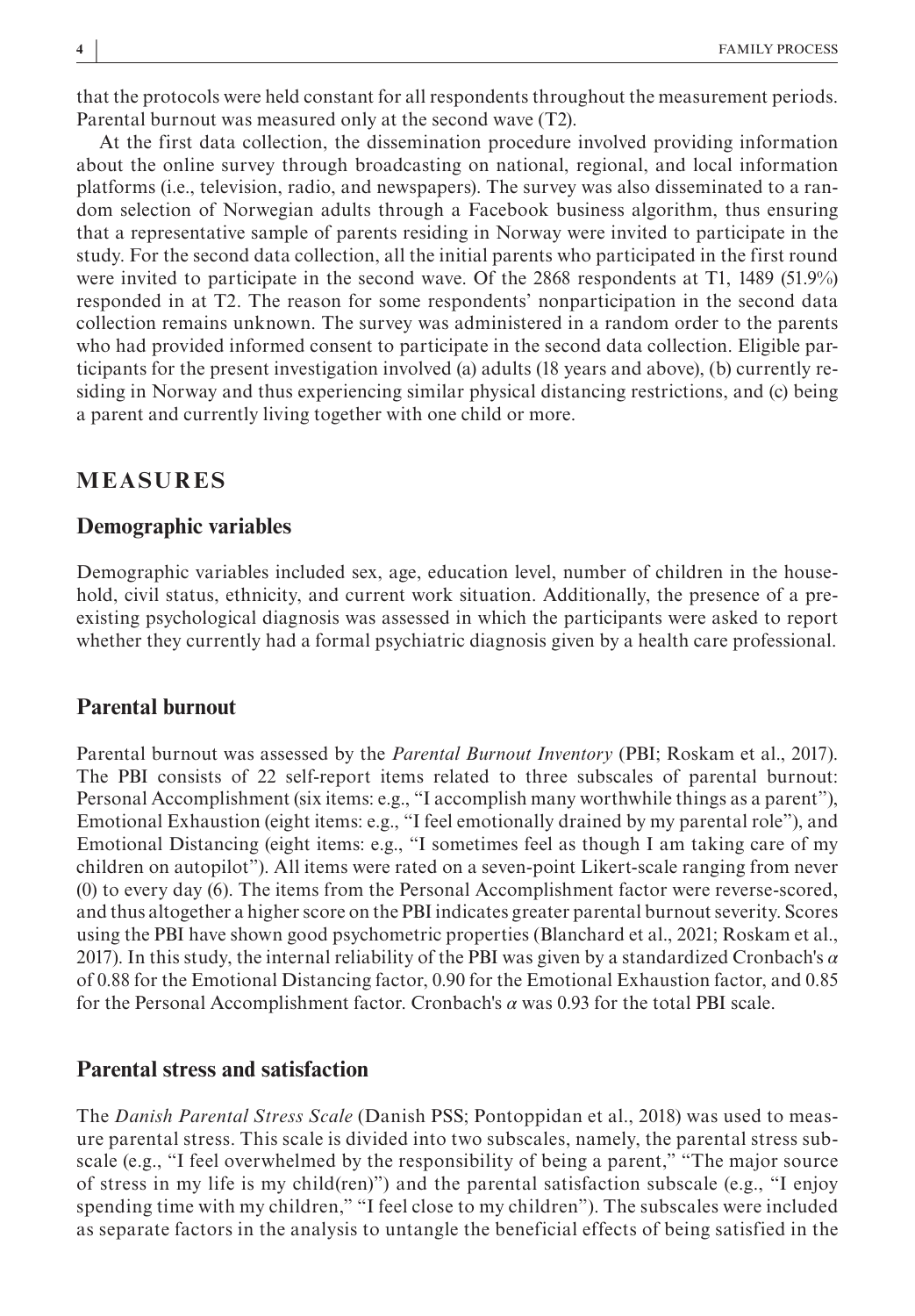that the protocols were held constant for all respondents throughout the measurement periods. Parental burnout was measured only at the second wave (T2).

At the first data collection, the dissemination procedure involved providing information about the online survey through broadcasting on national, regional, and local information platforms (i.e., television, radio, and newspapers). The survey was also disseminated to a random selection of Norwegian adults through a Facebook business algorithm, thus ensuring that a representative sample of parents residing in Norway were invited to participate in the study. For the second data collection, all the initial parents who participated in the first round were invited to participate in the second wave. Of the 2868 respondents at T1, 1489 (51.9%) responded in at T2. The reason for some respondents' nonparticipation in the second data collection remains unknown. The survey was administered in a random order to the parents who had provided informed consent to participate in the second data collection. Eligible participants for the present investigation involved (a) adults (18 years and above), (b) currently residing in Norway and thus experiencing similar physical distancing restrictions, and (c) being a parent and currently living together with one child or more.

# MEASURES

## Demographic variables

Demographic variables included sex, age, education level, number of children in the household, civil status, ethnicity, and current work situation. Additionally, the presence of a pre-existing psychological diagnosis was assessed in which the participants were asked to report whether they currently had a formal psychiatric diagnosis given by a health care professional.

## Parental burnout

Parental burnout was assessed by the *Parental Burnout Inventory* (PBI; Roskam et al., 2017). The PBI consists of 22 self-report items related to three subscales of parental burnout: Personal Accomplishment (six items: e.g., "I accomplish many worthwhile things as a parent"), Emotional Exhaustion (eight items: e.g., "I feel emotionally drained by my parental role"), and Emotional Distancing (eight items: e.g., "I sometimes feel as though I am taking care of my children on autopilot"). All items were rated on a seven-point Likert-scale ranging from never (0) to every day (6). The items from the Personal Accomplishment factor were reverse-scored, and thus altogether a higher score on the PBI indicates greater parental burnout severity. Scores using the PBI have shown good psychometric properties (Blanchard et al., 2021; Roskam et al., 2017). In this study, the internal reliability of the PBI was given by a standardized Cronbach's $\alpha$ of 0.88 for the Emotional Distancing factor, 0.90 for the Emotional Exhaustion factor, and 0.85 for the Personal Accomplishment factor. Cronbach's $\alpha$ was 0.93 for the total PBI scale.

## Parental stress and satisfaction

The *Danish Parental Stress Scale* (Danish PSS; Pontoppidan et al., 2018) was used to measure parental stress. This scale is divided into two subscales, namely, the parental stress subscale (e.g., "I feel overwhelmed by the responsibility of being a parent," "The major source of stress in my life is my child(ren)") and the parental satisfaction subscale (e.g., "I enjoy spending time with my children," "I feel close to my children"). The subscales were included as separate factors in the analysis to untangle the beneficial effects of being satisfied in the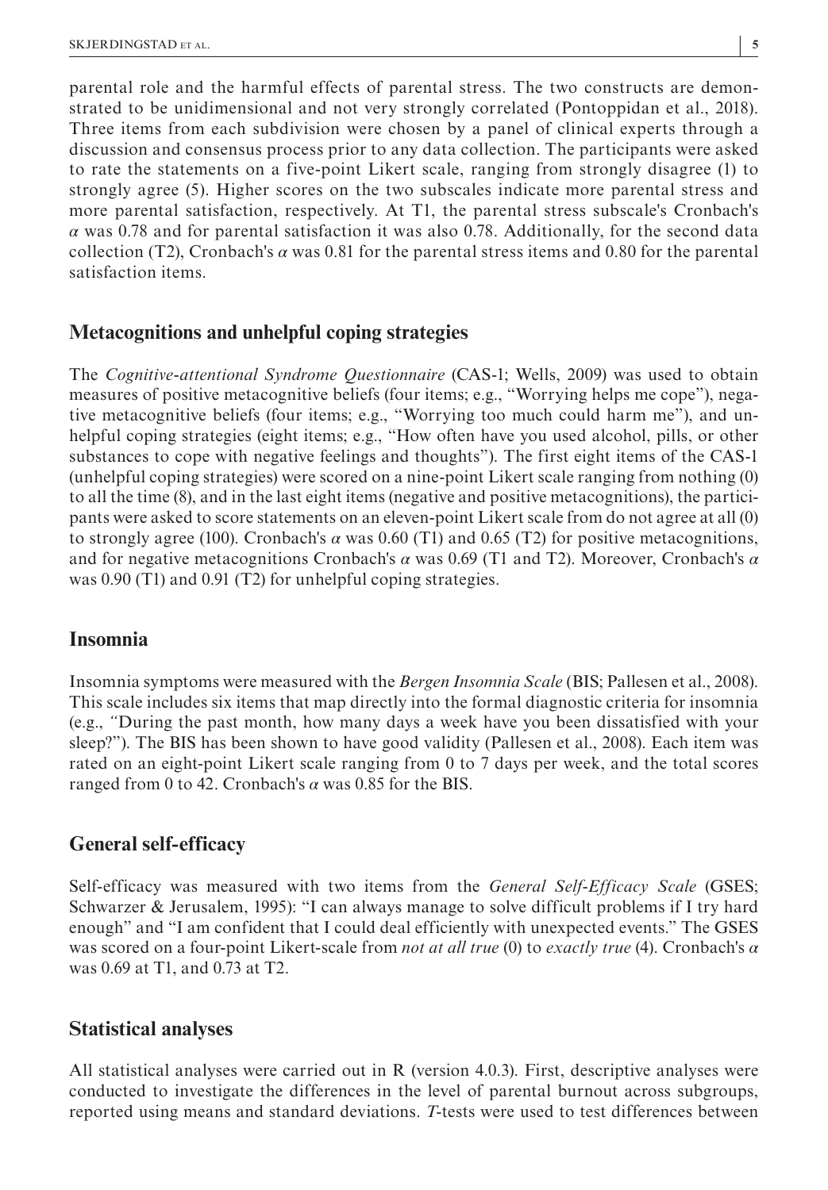parental role and the harmful effects of parental stress. The two constructs are demonstrated to be unidimensional and not very strongly correlated (Pontoppidan et al., 2018). Three items from each subdivision were chosen by a panel of clinical experts through a discussion and consensus process prior to any data collection. The participants were asked to rate the statements on a five-point Likert scale, ranging from strongly disagree (1) to strongly agree (5). Higher scores on the two subscales indicate more parental stress and more parental satisfaction, respectively. At T1, the parental stress subscale's Cronbach's $\alpha$ was 0.78 and for parental satisfaction it was also 0.78. Additionally, for the second data collection (T2), Cronbach's $\alpha$ was 0.81 for the parental stress items and 0.80 for the parental satisfaction items.

## Metacognitions and unhelpful coping strategies

The *Cognitive-attentional Syndrome Questionnaire* (CAS-1; Wells, 2009) was used to obtain measures of positive metacognitive beliefs (four items; e.g., "Worrying helps me cope"), negative metacognitive beliefs (four items; e.g., "Worrying too much could harm me"), and unhelpful coping strategies (eight items; e.g., "How often have you used alcohol, pills, or other substances to cope with negative feelings and thoughts"). The first eight items of the CAS-1 (unhelpful coping strategies) were scored on a nine-point Likert scale ranging from nothing (0) to all the time (8), and in the last eight items (negative and positive metacognitions), the participants were asked to score statements on an eleven-point Likert scale from do not agree at all (0) to strongly agree (100). Cronbach's $\alpha$ was 0.60 (T1) and 0.65 (T2) for positive metacognitions, and for negative metacognitions Cronbach's $\alpha$ was 0.69 (T1 and T2). Moreover, Cronbach's $\alpha$ was 0.90 (T1) and 0.91 (T2) for unhelpful coping strategies.

## Insomnia

Insomnia symptoms were measured with the *Bergen Insomnia Scale* (BIS; Pallesen et al., 2008). This scale includes six items that map directly into the formal diagnostic criteria for insomnia (e.g., "During the past month, how many days a week have you been dissatisfied with your sleep?"). The BIS has been shown to have good validity (Pallesen et al., 2008). Each item was rated on an eight-point Likert scale ranging from 0 to 7 days per week, and the total scores ranged from 0 to 42. Cronbach's $\alpha$ was 0.85 for the BIS.

## General self-efficacy

Self-efficacy was measured with two items from the *General Self-Efficacy Scale* (GSES; Schwarzer & Jerusalem, 1995): "I can always manage to solve difficult problems if I try hard enough" and "I am confident that I could deal efficiently with unexpected events." The GSES was scored on a four-point Likert-scale from *not at all true* (0) to *exactly true* (4). Cronbach's $\alpha$ was 0.69 at T1, and 0.73 at T2.

## Statistical analyses

All statistical analyses were carried out in R (version 4.0.3). First, descriptive analyses were conducted to investigate the differences in the level of parental burnout across subgroups, reported using means and standard deviations. *T*-tests were used to test differences between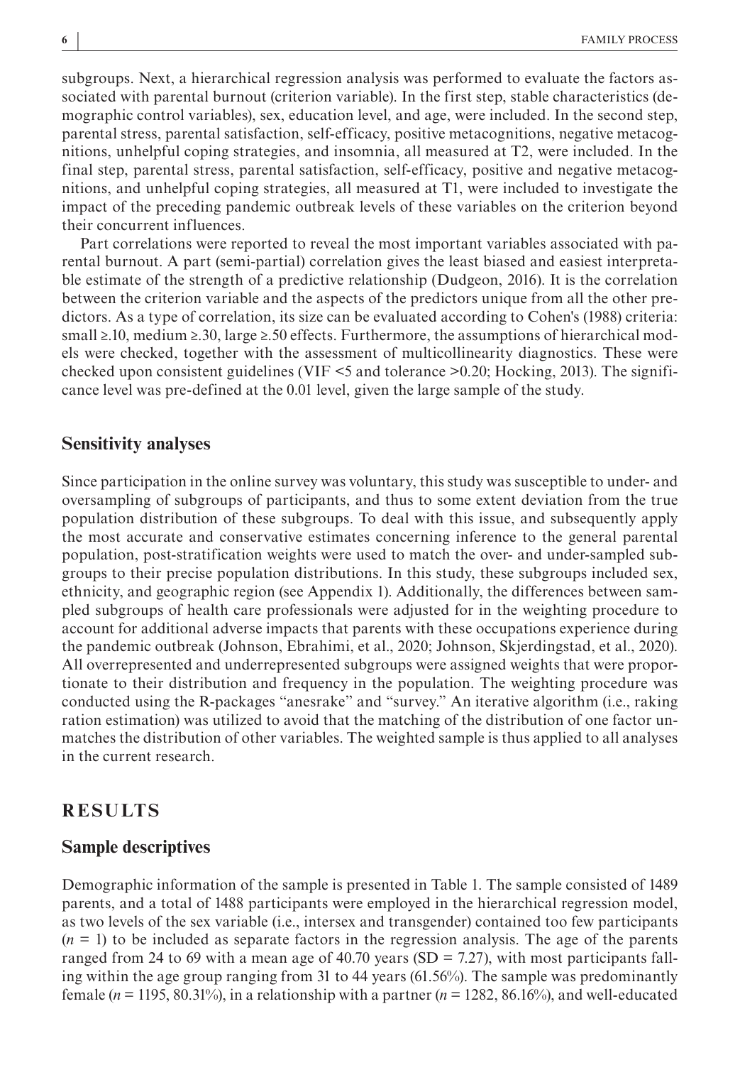subgroups. Next, a hierarchical regression analysis was performed to evaluate the factors associated with parental burnout (criterion variable). In the first step, stable characteristics (demographic control variables), sex, education level, and age, were included. In the second step, parental stress, parental satisfaction, self-efficacy, positive metacognitions, negative metacognitions, unhelpful coping strategies, and insomnia, all measured at T2, were included. In the final step, parental stress, parental satisfaction, self-efficacy, positive and negative metacognitions, and unhelpful coping strategies, all measured at T1, were included to investigate the impact of the preceding pandemic outbreak levels of these variables on the criterion beyond their concurrent influences.

Part correlations were reported to reveal the most important variables associated with parental burnout. A part (semi-partial) correlation gives the least biased and easiest interpretable estimate of the strength of a predictive relationship (Dudgeon, 2016). It is the correlation between the criterion variable and the aspects of the predictors unique from all the other predictors. As a type of correlation, its size can be evaluated according to Cohen's (1988) criteria: small ≥.10, medium ≥.30, large ≥.50 effects. Furthermore, the assumptions of hierarchical models were checked, together with the assessment of multicollinearity diagnostics. These were checked upon consistent guidelines (VIF <5 and tolerance >0.20; Hocking, 2013). The significance level was pre-defined at the 0.01 level, given the large sample of the study.

## Sensitivity analyses

Since participation in the online survey was voluntary, this study was susceptible to under- and oversampling of subgroups of participants, and thus to some extent deviation from the true population distribution of these subgroups. To deal with this issue, and subsequently apply the most accurate and conservative estimates concerning inference to the general parental population, post-stratification weights were used to match the over- and under-sampled subgroups to their precise population distributions. In this study, these subgroups included sex, ethnicity, and geographic region (see Appendix 1). Additionally, the differences between sampled subgroups of health care professionals were adjusted for in the weighting procedure to account for additional adverse impacts that parents with these occupations experience during the pandemic outbreak (Johnson, Ebrahimi, et al., 2020; Johnson, Skjerdingstad, et al., 2020). All overrepresented and underrepresented subgroups were assigned weights that were proportionate to their distribution and frequency in the population. The weighting procedure was conducted using the R-packages "anesrake" and "survey." An iterative algorithm (i.e., raking ration estimation) was utilized to avoid that the matching of the distribution of one factor unmatches the distribution of other variables. The weighted sample is thus applied to all analyses in the current research.

# RESULTS

## Sample descriptives

Demographic information of the sample is presented in Table 1. The sample consisted of 1489 parents, and a total of 1488 participants were employed in the hierarchical regression model, as two levels of the sex variable (i.e., intersex and transgender) contained too few participants ($n$ = 1) to be included as separate factors in the regression analysis. The age of the parents ranged from 24 to 69 with a mean age of 40.70 years (SD = 7.27), with most participants falling within the age group ranging from 31 to 44 years (61.56%). The sample was predominantly female ($n$ = 1195, 80.31%), in a relationship with a partner ($n$ = 1282, 86.16%), and well-educated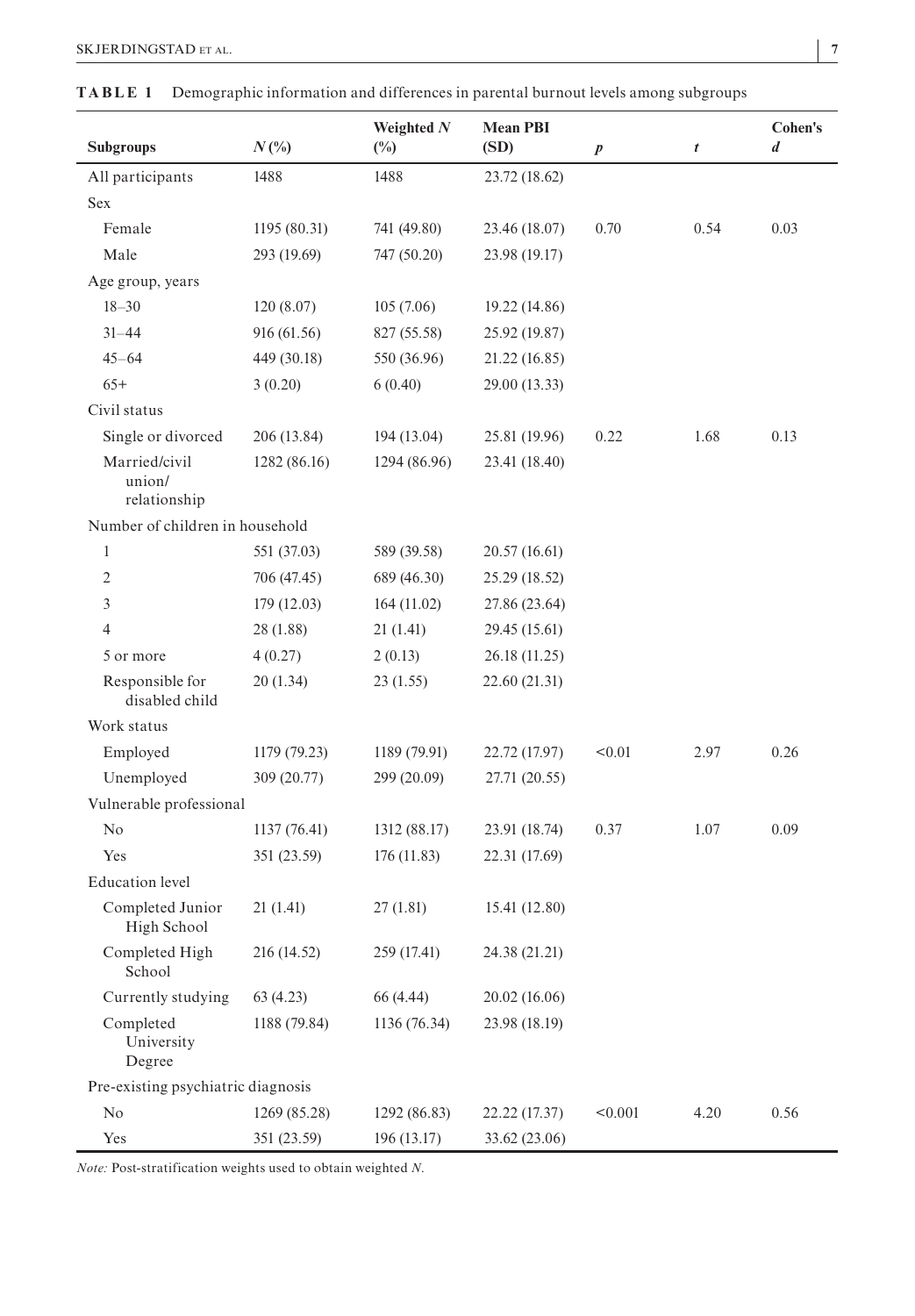**TABLE 1** Demographic information and differences in parental burnout levels among subgroups

| Subgroups | $N$ (%) | Weighted $N$ (%) | Mean PBI (SD) | $p$ | $t$ | Cohen's $d$ |
|---|---|---|---|---|---|---|
| All participants | 1488 | 1488 | 23.72 (18.62) | | | |
| Sex | | | | | | |
| Female | 1195 (80.31) | 741 (49.80) | 23.46 (18.07) | 0.70 | 0.54 | 0.03 |
| Male | 293 (19.69) | 747 (50.20) | 23.98 (19.17) | | | |
| Age group, years | | | | | | |
| 18–30 | 120 (8.07) | 105 (7.06) | 19.22 (14.86) | | | |
| 31–44 | 916 (61.56) | 827 (55.58) | 25.92 (19.87) | | | |
| 45–64 | 449 (30.18) | 550 (36.96) | 21.22 (16.85) | | | |
| 65+ | 3 (0.20) | 6 (0.40) | 29.00 (13.33) | | | |
| Civil status | | | | | | |
| Single or divorced | 206 (13.84) | 194 (13.04) | 25.81 (19.96) | 0.22 | 1.68 | 0.13 |
| Married/civil union/relationship | 1282 (86.16) | 1294 (86.96) | 23.41 (18.40) | | | |
| Number of children in household | | | | | | |
| 1 | 551 (37.03) | 589 (39.58) | 20.57 (16.61) | | | |
| 2 | 706 (47.45) | 689 (46.30) | 25.29 (18.52) | | | |
| 3 | 179 (12.03) | 164 (11.02) | 27.86 (23.64) | | | |
| 4 | 28 (1.88) | 21 (1.41) | 29.45 (15.61) | | | |
| 5 or more | 4 (0.27) | 2 (0.13) | 26.18 (11.25) | | | |
| Responsible for disabled child | 20 (1.34) | 23 (1.55) | 22.60 (21.31) | | | |
| Work status | | | | | | |
| Employed | 1179 (79.23) | 1189 (79.91) | 22.72 (17.97) | <0.01 | 2.97 | 0.26 |
| Unemployed | 309 (20.77) | 299 (20.09) | 27.71 (20.55) | | | |
| Vulnerable professional | | | | | | |
| No | 1137 (76.41) | 1312 (88.17) | 23.91 (18.74) | 0.37 | 1.07 | 0.09 |
| Yes | 351 (23.59) | 176 (11.83) | 22.31 (17.69) | | | |
| Education level | | | | | | |
| Completed Junior High School | 21 (1.41) | 27 (1.81) | 15.41 (12.80) | | | |
| Completed High School | 216 (14.52) | 259 (17.41) | 24.38 (21.21) | | | |
| Currently studying | 63 (4.23) | 66 (4.44) | 20.02 (16.06) | | | |
| Completed University Degree | 1188 (79.84) | 1136 (76.34) | 23.98 (18.19) | | | |
| Pre-existing psychiatric diagnosis | | | | | | |
| No | 1269 (85.28) | 1292 (86.83) | 22.22 (17.37) | <0.001 | 4.20 | 0.56 |
| Yes | 351 (23.59) | 196 (13.17) | 33.62 (23.06) | | | |

*Note:* Post-stratification weights used to obtain weighted $N$.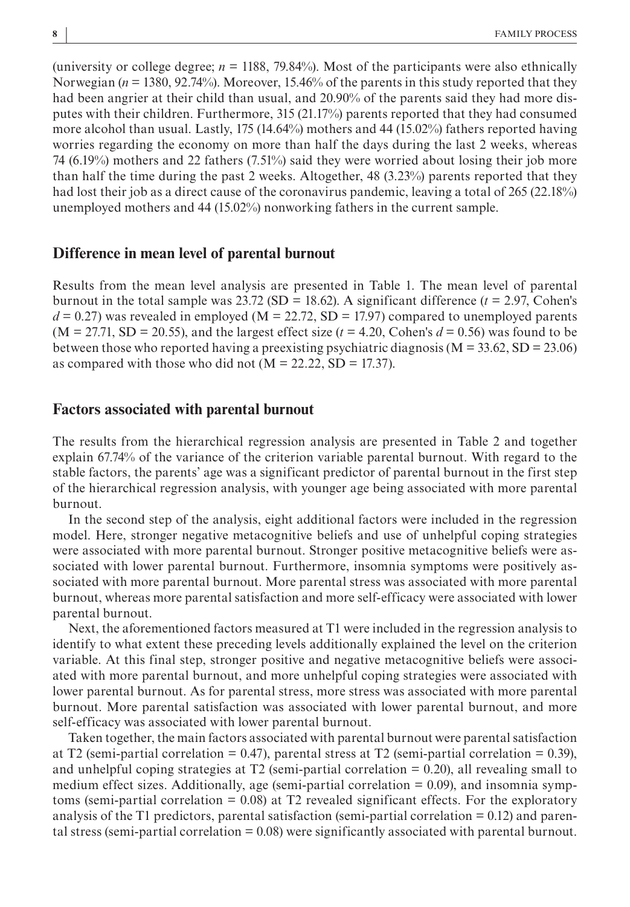(university or college degree; $n = 1188$, 79.84%). Most of the participants were also ethnically Norwegian ($n = 1380$, 92.74%). Moreover, 15.46% of the parents in this study reported that they had been angrier at their child than usual, and 20.90% of the parents said they had more disputes with their children. Furthermore, 315 (21.17%) parents reported that they had consumed more alcohol than usual. Lastly, 175 (14.64%) mothers and 44 (15.02%) fathers reported having worries regarding the economy on more than half the days during the last 2 weeks, whereas 74 (6.19%) mothers and 22 fathers (7.51%) said they were worried about losing their job more than half the time during the past 2 weeks. Altogether, 48 (3.23%) parents reported that they had lost their job as a direct cause of the coronavirus pandemic, leaving a total of 265 (22.18%) unemployed mothers and 44 (15.02%) nonworking fathers in the current sample.

## Difference in mean level of parental burnout

Results from the mean level analysis are presented in Table 1. The mean level of parental burnout in the total sample was 23.72 (SD = 18.62). A significant difference ($t = 2.97$, Cohen's $d = 0.27$) was revealed in employed (M = 22.72, SD = 17.97) compared to unemployed parents (M = 27.71, SD = 20.55), and the largest effect size ($t = 4.20$, Cohen's $d = 0.56$) was found to be between those who reported having a preexisting psychiatric diagnosis (M = 33.62, SD = 23.06) as compared with those who did not (M = 22.22, SD = 17.37).

## Factors associated with parental burnout

The results from the hierarchical regression analysis are presented in Table 2 and together explain 67.74% of the variance of the criterion variable parental burnout. With regard to the stable factors, the parents' age was a significant predictor of parental burnout in the first step of the hierarchical regression analysis, with younger age being associated with more parental burnout.

In the second step of the analysis, eight additional factors were included in the regression model. Here, stronger negative metacognitive beliefs and use of unhelpful coping strategies were associated with more parental burnout. Stronger positive metacognitive beliefs were associated with lower parental burnout. Furthermore, insomnia symptoms were positively associated with more parental burnout. More parental stress was associated with more parental burnout, whereas more parental satisfaction and more self-efficacy were associated with lower parental burnout.

Next, the aforementioned factors measured at T1 were included in the regression analysis to identify to what extent these preceding levels additionally explained the level on the criterion variable. At this final step, stronger positive and negative metacognitive beliefs were associated with more parental burnout, and more unhelpful coping strategies were associated with lower parental burnout. As for parental stress, more stress was associated with more parental burnout. More parental satisfaction was associated with lower parental burnout, and more self-efficacy was associated with lower parental burnout.

Taken together, the main factors associated with parental burnout were parental satisfaction at T2 (semi-partial correlation = 0.47), parental stress at T2 (semi-partial correlation = 0.39), and unhelpful coping strategies at T2 (semi-partial correlation = 0.20), all revealing small to medium effect sizes. Additionally, age (semi-partial correlation = 0.09), and insomnia symptoms (semi-partial correlation = 0.08) at T2 revealed significant effects. For the exploratory analysis of the T1 predictors, parental satisfaction (semi-partial correlation = 0.12) and parental stress (semi-partial correlation = 0.08) were significantly associated with parental burnout.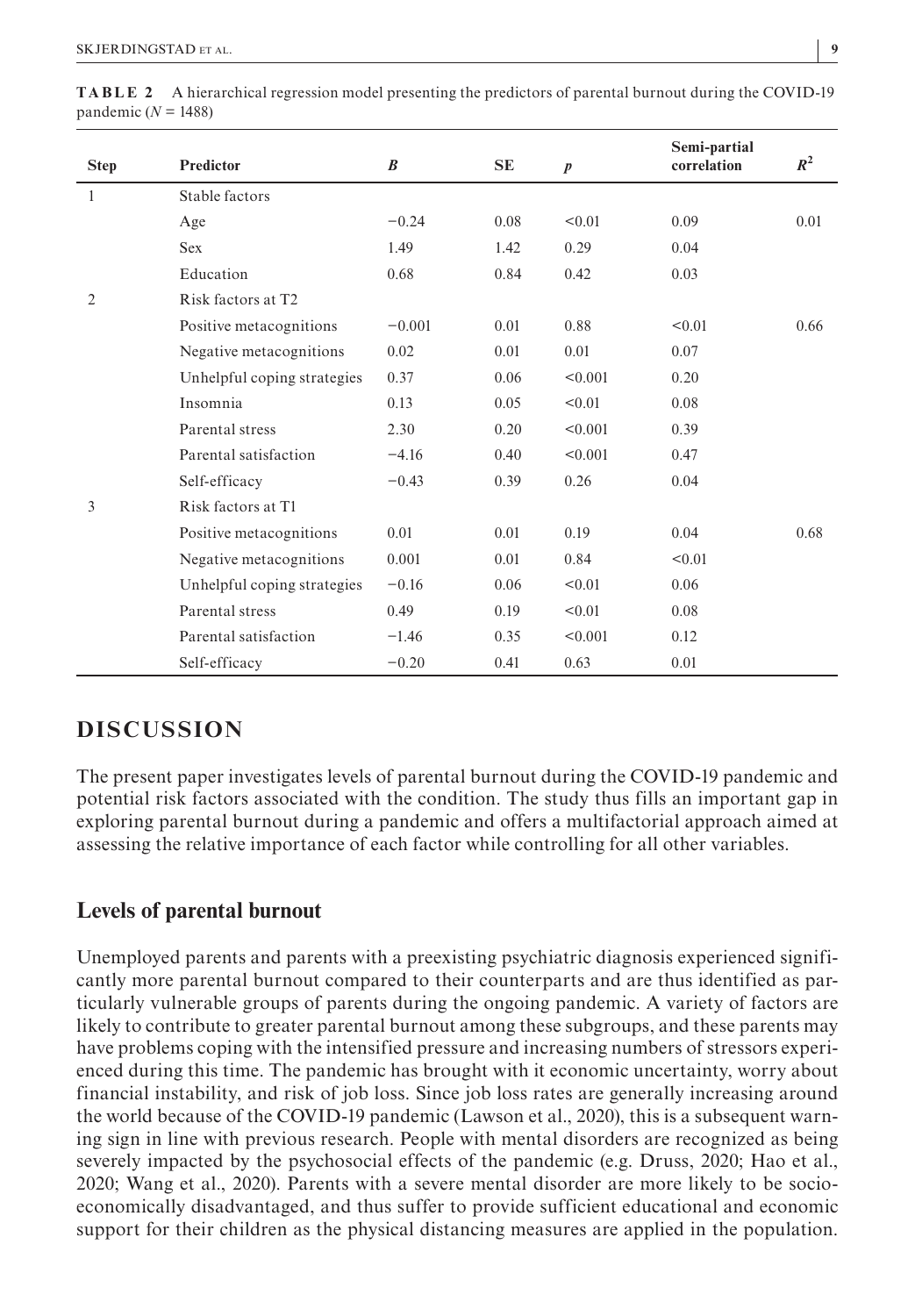**TABLE 2** A hierarchical regression model presenting the predictors of parental burnout during the COVID-19 pandemic ($N = 1488$)

| Step | Predictor | $B$ | SE | $p$ | Semi-partial correlation | $R^2$ |
|---|---|---|---|---|---|---|
| 1 | Stable factors | | | | | |
| | Age | −0.24 | 0.08 | <0.01 | 0.09 | 0.01 |
| | Sex | 1.49 | 1.42 | 0.29 | 0.04 | |
| | Education | 0.68 | 0.84 | 0.42 | 0.03 | |
| 2 | Risk factors at T2 | | | | | |
| | Positive metacognitions | −0.001 | 0.01 | 0.88 | <0.01 | 0.66 |
| | Negative metacognitions | 0.02 | 0.01 | 0.01 | 0.07 | |
| | Unhelpful coping strategies | 0.37 | 0.06 | <0.001 | 0.20 | |
| | Insomnia | 0.13 | 0.05 | <0.01 | 0.08 | |
| | Parental stress | 2.30 | 0.20 | <0.001 | 0.39 | |
| | Parental satisfaction | −4.16 | 0.40 | <0.001 | 0.47 | |
| | Self-efficacy | −0.43 | 0.39 | 0.26 | 0.04 | |
| 3 | Risk factors at T1 | | | | | |
| | Positive metacognitions | 0.01 | 0.01 | 0.19 | 0.04 | 0.68 |
| | Negative metacognitions | 0.001 | 0.01 | 0.84 | <0.01 | |
| | Unhelpful coping strategies | −0.16 | 0.06 | <0.01 | 0.06 | |
| | Parental stress | 0.49 | 0.19 | <0.01 | 0.08 | |
| | Parental satisfaction | −1.46 | 0.35 | <0.001 | 0.12 | |
| | Self-efficacy | −0.20 | 0.41 | 0.63 | 0.01 | |

# DISCUSSION

The present paper investigates levels of parental burnout during the COVID-19 pandemic and potential risk factors associated with the condition. The study thus fills an important gap in exploring parental burnout during a pandemic and offers a multifactorial approach aimed at assessing the relative importance of each factor while controlling for all other variables.

## Levels of parental burnout

Unemployed parents and parents with a preexisting psychiatric diagnosis experienced significantly more parental burnout compared to their counterparts and are thus identified as particularly vulnerable groups of parents during the ongoing pandemic. A variety of factors are likely to contribute to greater parental burnout among these subgroups, and these parents may have problems coping with the intensified pressure and increasing numbers of stressors experienced during this time. The pandemic has brought with it economic uncertainty, worry about financial instability, and risk of job loss. Since job loss rates are generally increasing around the world because of the COVID-19 pandemic (Lawson et al., 2020), this is a subsequent warning sign in line with previous research. People with mental disorders are recognized as being severely impacted by the psychosocial effects of the pandemic (e.g. Druss, 2020; Hao et al., 2020; Wang et al., 2020). Parents with a severe mental disorder are more likely to be socioeconomically disadvantaged, and thus suffer to provide sufficient educational and economic support for their children as the physical distancing measures are applied in the population.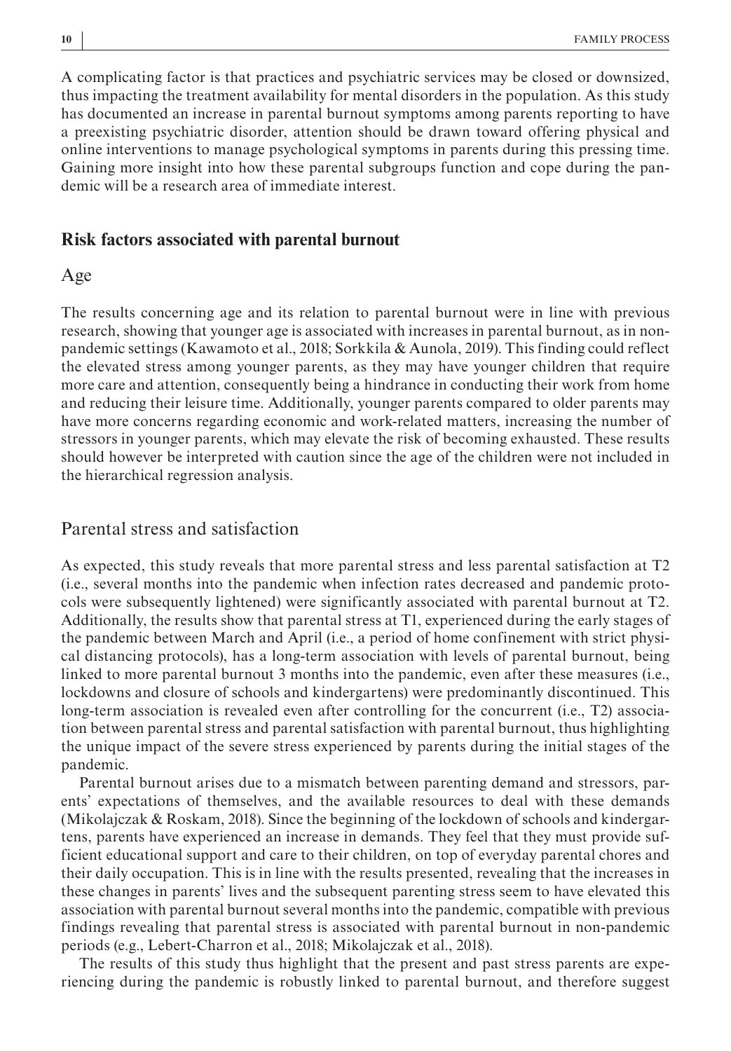A complicating factor is that practices and psychiatric services may be closed or downsized, thus impacting the treatment availability for mental disorders in the population. As this study has documented an increase in parental burnout symptoms among parents reporting to have a preexisting psychiatric disorder, attention should be drawn toward offering physical and online interventions to manage psychological symptoms in parents during this pressing time. Gaining more insight into how these parental subgroups function and cope during the pandemic will be a research area of immediate interest.

## Risk factors associated with parental burnout

### Age

The results concerning age and its relation to parental burnout were in line with previous research, showing that younger age is associated with increases in parental burnout, as in non-pandemic settings (Kawamoto et al., 2018; Sorkkila & Aunola, 2019). This finding could reflect the elevated stress among younger parents, as they may have younger children that require more care and attention, consequently being a hindrance in conducting their work from home and reducing their leisure time. Additionally, younger parents compared to older parents may have more concerns regarding economic and work-related matters, increasing the number of stressors in younger parents, which may elevate the risk of becoming exhausted. These results should however be interpreted with caution since the age of the children were not included in the hierarchical regression analysis.

### Parental stress and satisfaction

As expected, this study reveals that more parental stress and less parental satisfaction at T2 (i.e., several months into the pandemic when infection rates decreased and pandemic protocols were subsequently lightened) were significantly associated with parental burnout at T2. Additionally, the results show that parental stress at T1, experienced during the early stages of the pandemic between March and April (i.e., a period of home confinement with strict physical distancing protocols), has a long-term association with levels of parental burnout, being linked to more parental burnout 3 months into the pandemic, even after these measures (i.e., lockdowns and closure of schools and kindergartens) were predominantly discontinued. This long-term association is revealed even after controlling for the concurrent (i.e., T2) association between parental stress and parental satisfaction with parental burnout, thus highlighting the unique impact of the severe stress experienced by parents during the initial stages of the pandemic.

Parental burnout arises due to a mismatch between parenting demand and stressors, parents' expectations of themselves, and the available resources to deal with these demands (Mikolajczak & Roskam, 2018). Since the beginning of the lockdown of schools and kindergartens, parents have experienced an increase in demands. They feel that they must provide sufficient educational support and care to their children, on top of everyday parental chores and their daily occupation. This is in line with the results presented, revealing that the increases in these changes in parents' lives and the subsequent parenting stress seem to have elevated this association with parental burnout several months into the pandemic, compatible with previous findings revealing that parental stress is associated with parental burnout in non-pandemic periods (e.g., Lebert-Charron et al., 2018; Mikolajczak et al., 2018).

The results of this study thus highlight that the present and past stress parents are experiencing during the pandemic is robustly linked to parental burnout, and therefore suggest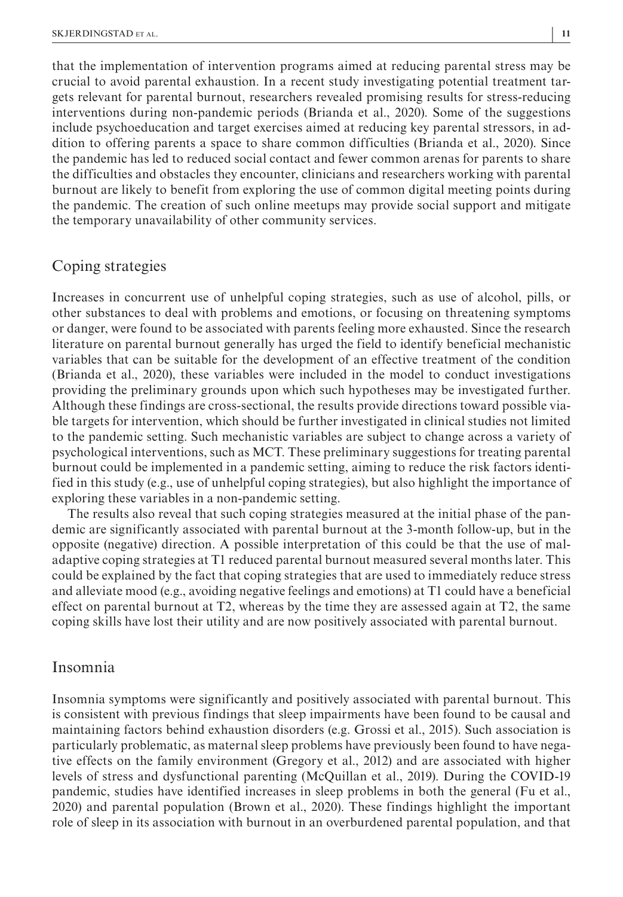that the implementation of intervention programs aimed at reducing parental stress may be crucial to avoid parental exhaustion. In a recent study investigating potential treatment targets relevant for parental burnout, researchers revealed promising results for stress-reducing interventions during non-pandemic periods (Brianda et al., 2020). Some of the suggestions include psychoeducation and target exercises aimed at reducing key parental stressors, in addition to offering parents a space to share common difficulties (Brianda et al., 2020). Since the pandemic has led to reduced social contact and fewer common arenas for parents to share the difficulties and obstacles they encounter, clinicians and researchers working with parental burnout are likely to benefit from exploring the use of common digital meeting points during the pandemic. The creation of such online meetups may provide social support and mitigate the temporary unavailability of other community services.

## Coping strategies

Increases in concurrent use of unhelpful coping strategies, such as use of alcohol, pills, or other substances to deal with problems and emotions, or focusing on threatening symptoms or danger, were found to be associated with parents feeling more exhausted. Since the research literature on parental burnout generally has urged the field to identify beneficial mechanistic variables that can be suitable for the development of an effective treatment of the condition (Brianda et al., 2020), these variables were included in the model to conduct investigations providing the preliminary grounds upon which such hypotheses may be investigated further. Although these findings are cross-sectional, the results provide directions toward possible viable targets for intervention, which should be further investigated in clinical studies not limited to the pandemic setting. Such mechanistic variables are subject to change across a variety of psychological interventions, such as MCT. These preliminary suggestions for treating parental burnout could be implemented in a pandemic setting, aiming to reduce the risk factors identified in this study (e.g., use of unhelpful coping strategies), but also highlight the importance of exploring these variables in a non-pandemic setting.

The results also reveal that such coping strategies measured at the initial phase of the pandemic are significantly associated with parental burnout at the 3-month follow-up, but in the opposite (negative) direction. A possible interpretation of this could be that the use of maladaptive coping strategies at T1 reduced parental burnout measured several months later. This could be explained by the fact that coping strategies that are used to immediately reduce stress and alleviate mood (e.g., avoiding negative feelings and emotions) at T1 could have a beneficial effect on parental burnout at T2, whereas by the time they are assessed again at T2, the same coping skills have lost their utility and are now positively associated with parental burnout.

## Insomnia

Insomnia symptoms were significantly and positively associated with parental burnout. This is consistent with previous findings that sleep impairments have been found to be causal and maintaining factors behind exhaustion disorders (e.g. Grossi et al., 2015). Such association is particularly problematic, as maternal sleep problems have previously been found to have negative effects on the family environment (Gregory et al., 2012) and are associated with higher levels of stress and dysfunctional parenting (McQuillan et al., 2019). During the COVID-19 pandemic, studies have identified increases in sleep problems in both the general (Fu et al., 2020) and parental population (Brown et al., 2020). These findings highlight the important role of sleep in its association with burnout in an overburdened parental population, and that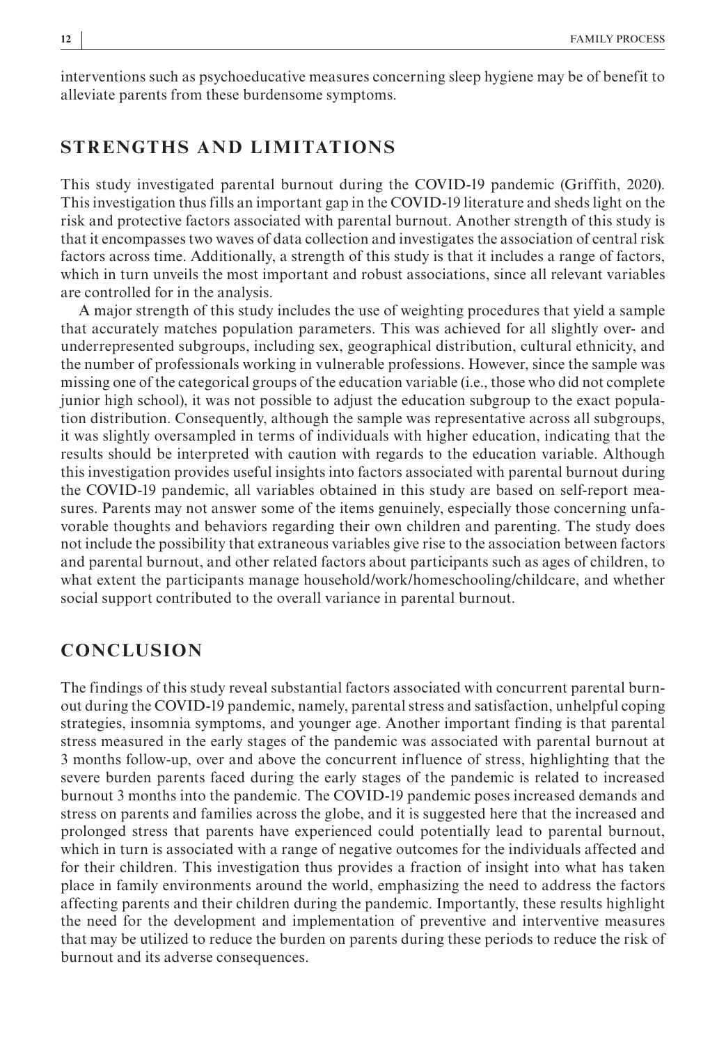interventions such as psychoeducative measures concerning sleep hygiene may be of benefit to alleviate parents from these burdensome symptoms.

## STRENGTHS AND LIMITATIONS

This study investigated parental burnout during the COVID-19 pandemic (Griffith, 2020). This investigation thus fills an important gap in the COVID-19 literature and sheds light on the risk and protective factors associated with parental burnout. Another strength of this study is that it encompasses two waves of data collection and investigates the association of central risk factors across time. Additionally, a strength of this study is that it includes a range of factors, which in turn unveils the most important and robust associations, since all relevant variables are controlled for in the analysis.

A major strength of this study includes the use of weighting procedures that yield a sample that accurately matches population parameters. This was achieved for all slightly over- and underrepresented subgroups, including sex, geographical distribution, cultural ethnicity, and the number of professionals working in vulnerable professions. However, since the sample was missing one of the categorical groups of the education variable (i.e., those who did not complete junior high school), it was not possible to adjust the education subgroup to the exact population distribution. Consequently, although the sample was representative across all subgroups, it was slightly oversampled in terms of individuals with higher education, indicating that the results should be interpreted with caution with regards to the education variable. Although this investigation provides useful insights into factors associated with parental burnout during the COVID-19 pandemic, all variables obtained in this study are based on self-report measures. Parents may not answer some of the items genuinely, especially those concerning unfavorable thoughts and behaviors regarding their own children and parenting. The study does not include the possibility that extraneous variables give rise to the association between factors and parental burnout, and other related factors about participants such as ages of children, to what extent the participants manage household/work/homeschooling/childcare, and whether social support contributed to the overall variance in parental burnout.

## CONCLUSION

The findings of this study reveal substantial factors associated with concurrent parental burnout during the COVID-19 pandemic, namely, parental stress and satisfaction, unhelpful coping strategies, insomnia symptoms, and younger age. Another important finding is that parental stress measured in the early stages of the pandemic was associated with parental burnout at 3 months follow-up, over and above the concurrent influence of stress, highlighting that the severe burden parents faced during the early stages of the pandemic is related to increased burnout 3 months into the pandemic. The COVID-19 pandemic poses increased demands and stress on parents and families across the globe, and it is suggested here that the increased and prolonged stress that parents have experienced could potentially lead to parental burnout, which in turn is associated with a range of negative outcomes for the individuals affected and for their children. This investigation thus provides a fraction of insight into what has taken place in family environments around the world, emphasizing the need to address the factors affecting parents and their children during the pandemic. Importantly, these results highlight the need for the development and implementation of preventive and interventive measures that may be utilized to reduce the burden on parents during these periods to reduce the risk of burnout and its adverse consequences.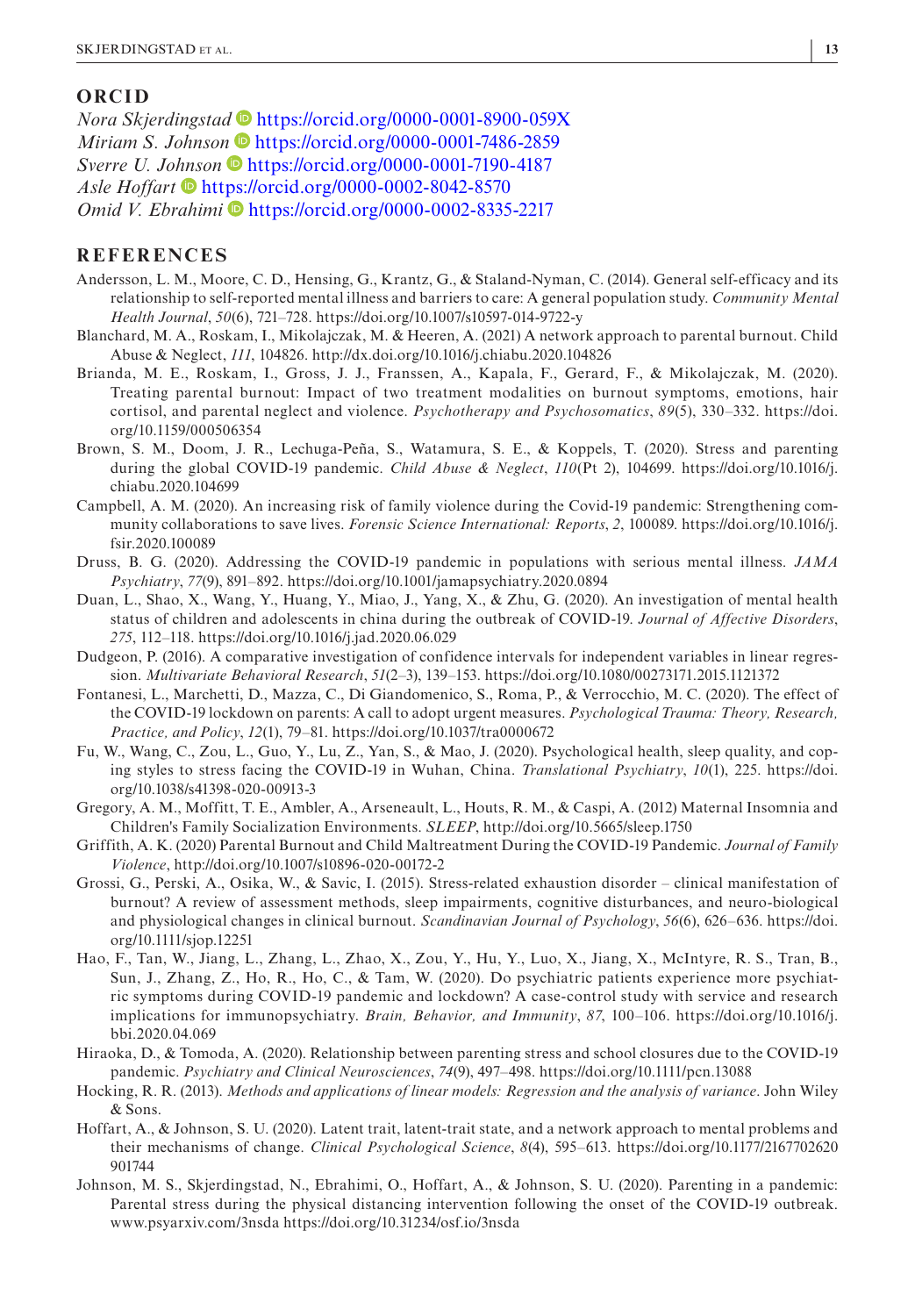## ORCID

*Nora Skjerdingstad* https://orcid.org/0000-0001-8900-059X
*Miriam S. Johnson* https://orcid.org/0000-0001-7486-2859
*Sverre U. Johnson* https://orcid.org/0000-0001-7190-4187
*Asle Hoffart* https://orcid.org/0000-0002-8042-8570
*Omid V. Ebrahimi* https://orcid.org/0000-0002-8335-2217

## REFERENCES

Andersson, L. M., Moore, C. D., Hensing, G., Krantz, G., & Staland-Nyman, C. (2014). General self-efficacy and its relationship to self-reported mental illness and barriers to care: A general population study. *Community Mental Health Journal*, *50*(6), 721–728. https://doi.org/10.1007/s10597-014-9722-y

Blanchard, M. A., Roskam, I., Mikolajczak, M. & Heeren, A. (2021) A network approach to parental burnout. Child Abuse & Neglect, *111*, 104826. http://dx.doi.org/10.1016/j.chiabu.2020.104826

Brianda, M. E., Roskam, I., Gross, J. J., Franssen, A., Kapala, F., Gerard, F., & Mikolajczak, M. (2020). Treating parental burnout: Impact of two treatment modalities on burnout symptoms, emotions, hair cortisol, and parental neglect and violence. *Psychotherapy and Psychosomatics*, *89*(5), 330–332. https://doi.org/10.1159/000506354

Brown, S. M., Doom, J. R., Lechuga-Peña, S., Watamura, S. E., & Koppels, T. (2020). Stress and parenting during the global COVID-19 pandemic. *Child Abuse & Neglect*, *110*(Pt 2), 104699. https://doi.org/10.1016/j.chiabu.2020.104699

Campbell, A. M. (2020). An increasing risk of family violence during the Covid-19 pandemic: Strengthening community collaborations to save lives. *Forensic Science International: Reports*, *2*, 100089. https://doi.org/10.1016/j.fsir.2020.100089

Druss, B. G. (2020). Addressing the COVID-19 pandemic in populations with serious mental illness. *JAMA Psychiatry*, *77*(9), 891–892. https://doi.org/10.1001/jamapsychiatry.2020.0894

Duan, L., Shao, X., Wang, Y., Huang, Y., Miao, J., Yang, X., & Zhu, G. (2020). An investigation of mental health status of children and adolescents in china during the outbreak of COVID-19. *Journal of Affective Disorders*, *275*, 112–118. https://doi.org/10.1016/j.jad.2020.06.029

Dudgeon, P. (2016). A comparative investigation of confidence intervals for independent variables in linear regression. *Multivariate Behavioral Research*, *51*(2–3), 139–153. https://doi.org/10.1080/00273171.2015.1121372

Fontanesi, L., Marchetti, D., Mazza, C., Di Giandomenico, S., Roma, P., & Verrocchio, M. C. (2020). The effect of the COVID-19 lockdown on parents: A call to adopt urgent measures. *Psychological Trauma: Theory, Research, Practice, and Policy*, *12*(1), 79–81. https://doi.org/10.1037/tra0000672

Fu, W., Wang, C., Zou, L., Guo, Y., Lu, Z., Yan, S., & Mao, J. (2020). Psychological health, sleep quality, and coping styles to stress facing the COVID-19 in Wuhan, China. *Translational Psychiatry*, *10*(1), 225. https://doi.org/10.1038/s41398-020-00913-3

Gregory, A. M., Moffitt, T. E., Ambler, A., Arseneault, L., Houts, R. M., & Caspi, A. (2012) Maternal Insomnia and Children's Family Socialization Environments. *SLEEP*, http://doi.org/10.5665/sleep.1750

Griffith, A. K. (2020) Parental Burnout and Child Maltreatment During the COVID-19 Pandemic. *Journal of Family Violence*, http://doi.org/10.1007/s10896-020-00172-2

Grossi, G., Perski, A., Osika, W., & Savic, I. (2015). Stress-related exhaustion disorder – clinical manifestation of burnout? A review of assessment methods, sleep impairments, cognitive disturbances, and neuro-biological and physiological changes in clinical burnout. *Scandinavian Journal of Psychology*, *56*(6), 626–636. https://doi.org/10.1111/sjop.12251

Hao, F., Tan, W., Jiang, L., Zhang, L., Zhao, X., Zou, Y., Hu, Y., Luo, X., Jiang, X., McIntyre, R. S., Tran, B., Sun, J., Zhang, Z., Ho, R., Ho, C., & Tam, W. (2020). Do psychiatric patients experience more psychiatric symptoms during COVID-19 pandemic and lockdown? A case-control study with service and research implications for immunopsychiatry. *Brain, Behavior, and Immunity*, *87*, 100–106. https://doi.org/10.1016/j.bbi.2020.04.069

Hiraoka, D., & Tomoda, A. (2020). Relationship between parenting stress and school closures due to the COVID-19 pandemic. *Psychiatry and Clinical Neurosciences*, *74*(9), 497–498. https://doi.org/10.1111/pcn.13088

Hocking, R. R. (2013). *Methods and applications of linear models: Regression and the analysis of variance*. John Wiley & Sons.

Hoffart, A., & Johnson, S. U. (2020). Latent trait, latent-trait state, and a network approach to mental problems and their mechanisms of change. *Clinical Psychological Science*, *8*(4), 595–613. https://doi.org/10.1177/2167702620901744

Johnson, M. S., Skjerdingstad, N., Ebrahimi, O., Hoffart, A., & Johnson, S. U. (2020). Parenting in a pandemic: Parental stress during the physical distancing intervention following the onset of the COVID-19 outbreak. www.psyarxiv.com/3nsda https://doi.org/10.31234/osf.io/3nsda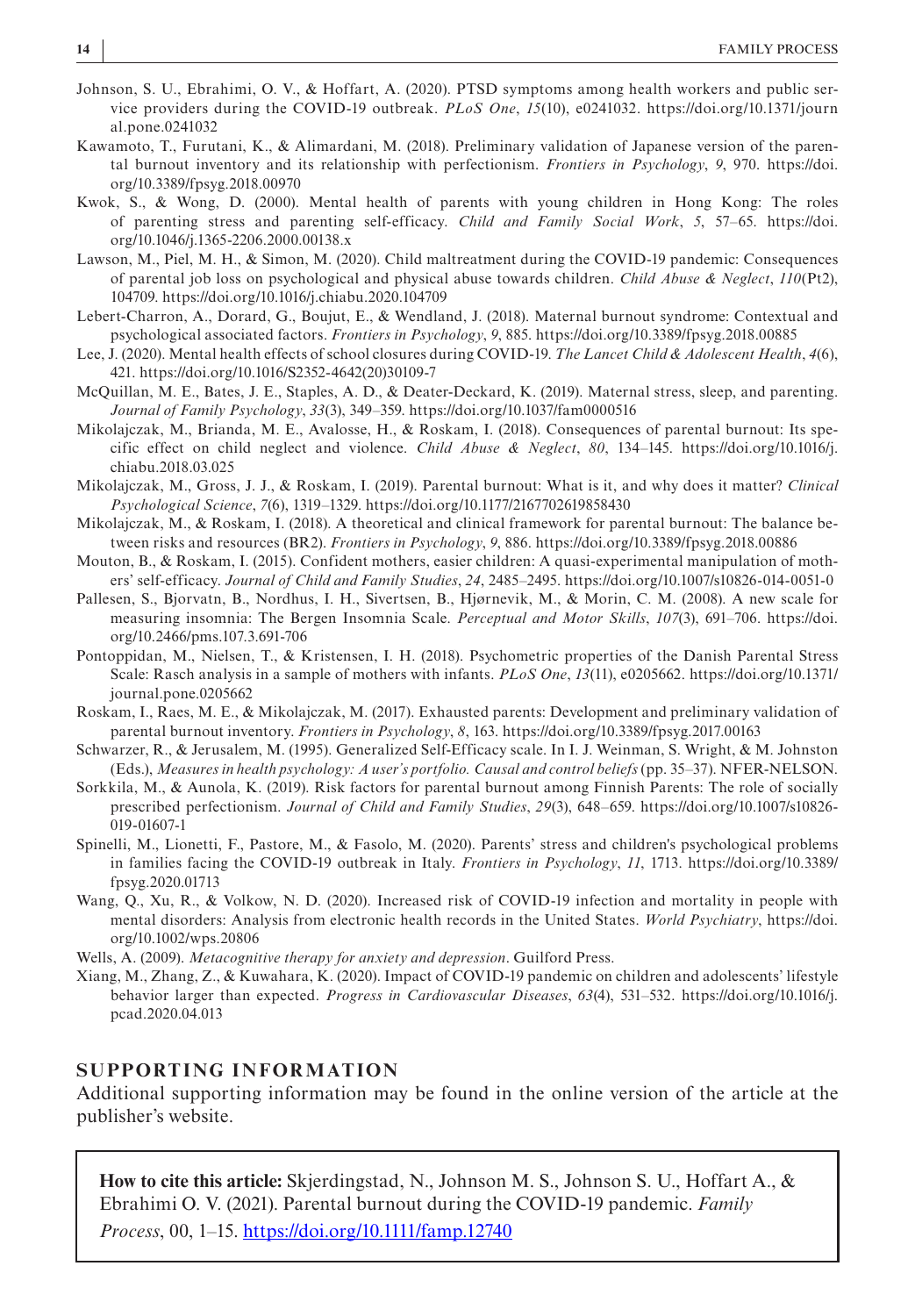Johnson, S. U., Ebrahimi, O. V., & Hoffart, A. (2020). PTSD symptoms among health workers and public service providers during the COVID-19 outbreak. *PLoS One*, *15*(10), e0241032. https://doi.org/10.1371/journal.pone.0241032

Kawamoto, T., Furutani, K., & Alimardani, M. (2018). Preliminary validation of Japanese version of the parental burnout inventory and its relationship with perfectionism. *Frontiers in Psychology*, *9*, 970. https://doi.org/10.3389/fpsyg.2018.00970

Kwok, S., & Wong, D. (2000). Mental health of parents with young children in Hong Kong: The roles of parenting stress and parenting self-efficacy. *Child and Family Social Work*, *5*, 57–65. https://doi.org/10.1046/j.1365-2206.2000.00138.x

Lawson, M., Piel, M. H., & Simon, M. (2020). Child maltreatment during the COVID-19 pandemic: Consequences of parental job loss on psychological and physical abuse towards children. *Child Abuse & Neglect*, *110*(Pt2), 104709. https://doi.org/10.1016/j.chiabu.2020.104709

Lebert-Charron, A., Dorard, G., Boujut, E., & Wendland, J. (2018). Maternal burnout syndrome: Contextual and psychological associated factors. *Frontiers in Psychology*, *9*, 885. https://doi.org/10.3389/fpsyg.2018.00885

Lee, J. (2020). Mental health effects of school closures during COVID-19. *The Lancet Child & Adolescent Health*, *4*(6), 421. https://doi.org/10.1016/S2352-4642(20)30109-7

McQuillan, M. E., Bates, J. E., Staples, A. D., & Deater-Deckard, K. (2019). Maternal stress, sleep, and parenting. *Journal of Family Psychology*, *33*(3), 349–359. https://doi.org/10.1037/fam0000516

Mikolajczak, M., Brianda, M. E., Avalosse, H., & Roskam, I. (2018). Consequences of parental burnout: Its specific effect on child neglect and violence. *Child Abuse & Neglect*, *80*, 134–145. https://doi.org/10.1016/j.chiabu.2018.03.025

Mikolajczak, M., Gross, J. J., & Roskam, I. (2019). Parental burnout: What is it, and why does it matter? *Clinical Psychological Science*, *7*(6), 1319–1329. https://doi.org/10.1177/2167702619858430

Mikolajczak, M., & Roskam, I. (2018). A theoretical and clinical framework for parental burnout: The balance between risks and resources (BR2). *Frontiers in Psychology*, *9*, 886. https://doi.org/10.3389/fpsyg.2018.00886

Mouton, B., & Roskam, I. (2015). Confident mothers, easier children: A quasi-experimental manipulation of mothers' self-efficacy. *Journal of Child and Family Studies*, *24*, 2485–2495. https://doi.org/10.1007/s10826-014-0051-0

Pallesen, S., Bjorvatn, B., Nordhus, I. H., Sivertsen, B., Hjørnevik, M., & Morin, C. M. (2008). A new scale for measuring insomnia: The Bergen Insomnia Scale. *Perceptual and Motor Skills*, *107*(3), 691–706. https://doi.org/10.2466/pms.107.3.691-706

Pontoppidan, M., Nielsen, T., & Kristensen, I. H. (2018). Psychometric properties of the Danish Parental Stress Scale: Rasch analysis in a sample of mothers with infants. *PLoS One*, *13*(11), e0205662. https://doi.org/10.1371/journal.pone.0205662

Roskam, I., Raes, M. E., & Mikolajczak, M. (2017). Exhausted parents: Development and preliminary validation of parental burnout inventory. *Frontiers in Psychology*, *8*, 163. https://doi.org/10.3389/fpsyg.2017.00163

Schwarzer, R., & Jerusalem, M. (1995). Generalized Self-Efficacy scale. In I. J. Weinman, S. Wright, & M. Johnston (Eds.), *Measures in health psychology: A user's portfolio. Causal and control beliefs* (pp. 35–37). NFER-NELSON.

Sorkkila, M., & Aunola, K. (2019). Risk factors for parental burnout among Finnish Parents: The role of socially prescribed perfectionism. *Journal of Child and Family Studies*, *29*(3), 648–659. https://doi.org/10.1007/s10826-019-01607-1

Spinelli, M., Lionetti, F., Pastore, M., & Fasolo, M. (2020). Parents' stress and children's psychological problems in families facing the COVID-19 outbreak in Italy. *Frontiers in Psychology*, *11*, 1713. https://doi.org/10.3389/fpsyg.2020.01713

Wang, Q., Xu, R., & Volkow, N. D. (2020). Increased risk of COVID-19 infection and mortality in people with mental disorders: Analysis from electronic health records in the United States. *World Psychiatry*, https://doi.org/10.1002/wps.20806

Wells, A. (2009). *Metacognitive therapy for anxiety and depression*. Guilford Press.

Xiang, M., Zhang, Z., & Kuwahara, K. (2020). Impact of COVID-19 pandemic on children and adolescents' lifestyle behavior larger than expected. *Progress in Cardiovascular Diseases*, *63*(4), 531–532. https://doi.org/10.1016/j.pcad.2020.04.013

## SUPPORTING INFORMATION

Additional supporting information may be found in the online version of the article at the publisher's website.

**How to cite this article:** Skjerdingstad, N., Johnson M. S., Johnson S. U., Hoffart A., & Ebrahimi O. V. (2021). Parental burnout during the COVID-19 pandemic. *Family Process*, 00, 1–15. https://doi.org/10.1111/famp.12740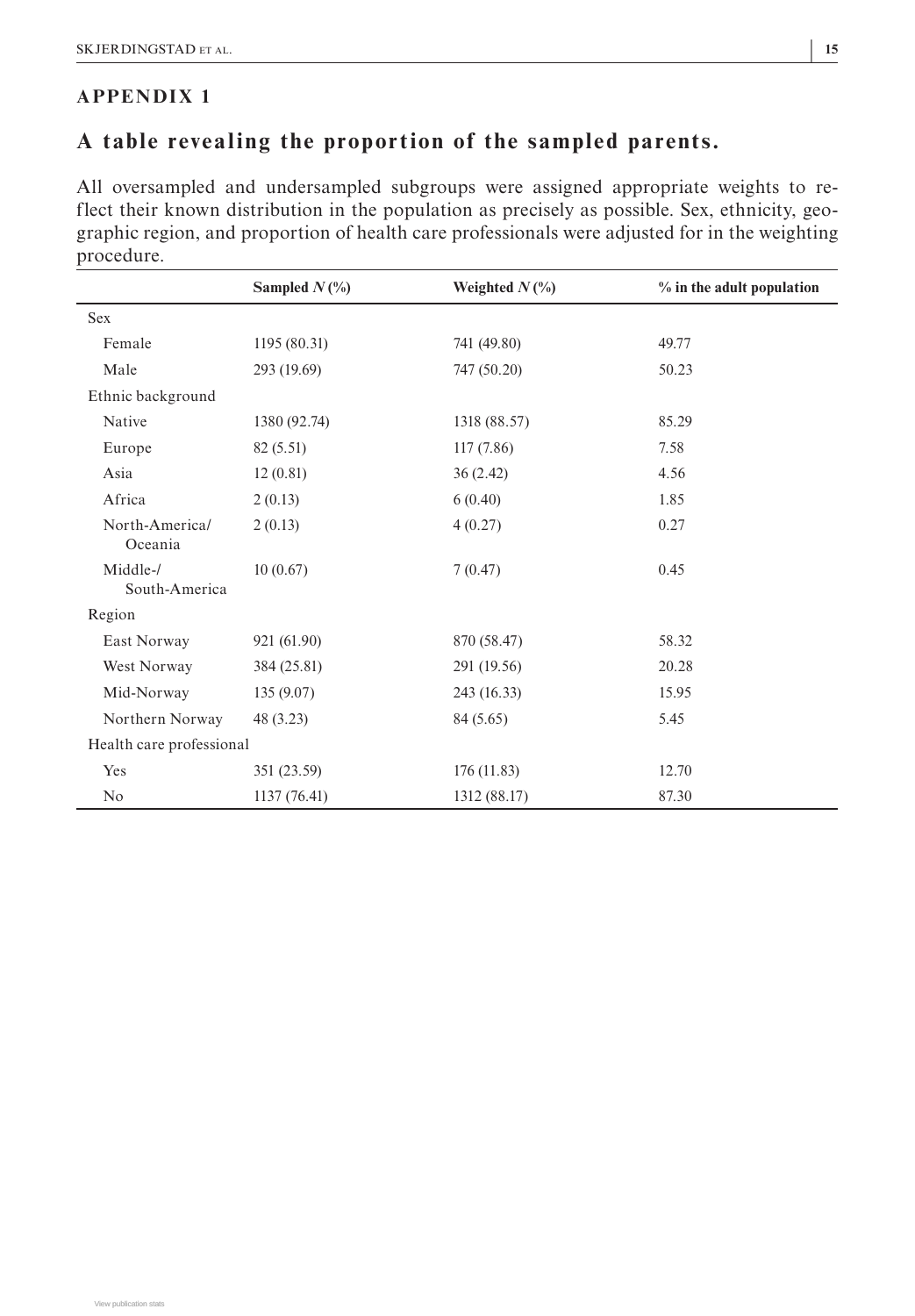## APPENDIX 1

## A table revealing the proportion of the sampled parents.

All oversampled and undersampled subgroups were assigned appropriate weights to reflect their known distribution in the population as precisely as possible. Sex, ethnicity, geographic region, and proportion of health care professionals were adjusted for in the weighting procedure.

| | Sampled *N* (%) | Weighted *N* (%) | % in the adult population |
|---|---|---|---|
| Sex | | | |
| Female | 1195 (80.31) | 741 (49.80) | 49.77 |
| Male | 293 (19.69) | 747 (50.20) | 50.23 |
| Ethnic background | | | |
| Native | 1380 (92.74) | 1318 (88.57) | 85.29 |
| Europe | 82 (5.51) | 117 (7.86) | 7.58 |
| Asia | 12 (0.81) | 36 (2.42) | 4.56 |
| Africa | 2 (0.13) | 6 (0.40) | 1.85 |
| North-America/ Oceania | 2 (0.13) | 4 (0.27) | 0.27 |
| Middle-/ South-America | 10 (0.67) | 7 (0.47) | 0.45 |
| Region | | | |
| East Norway | 921 (61.90) | 870 (58.47) | 58.32 |
| West Norway | 384 (25.81) | 291 (19.56) | 20.28 |
| Mid-Norway | 135 (9.07) | 243 (16.33) | 15.95 |
| Northern Norway | 48 (3.23) | 84 (5.65) | 5.45 |
| Health care professional | | | |
| Yes | 351 (23.59) | 176 (11.83) | 12.70 |
| No | 1137 (76.41) | 1312 (88.17) | 87.30 |